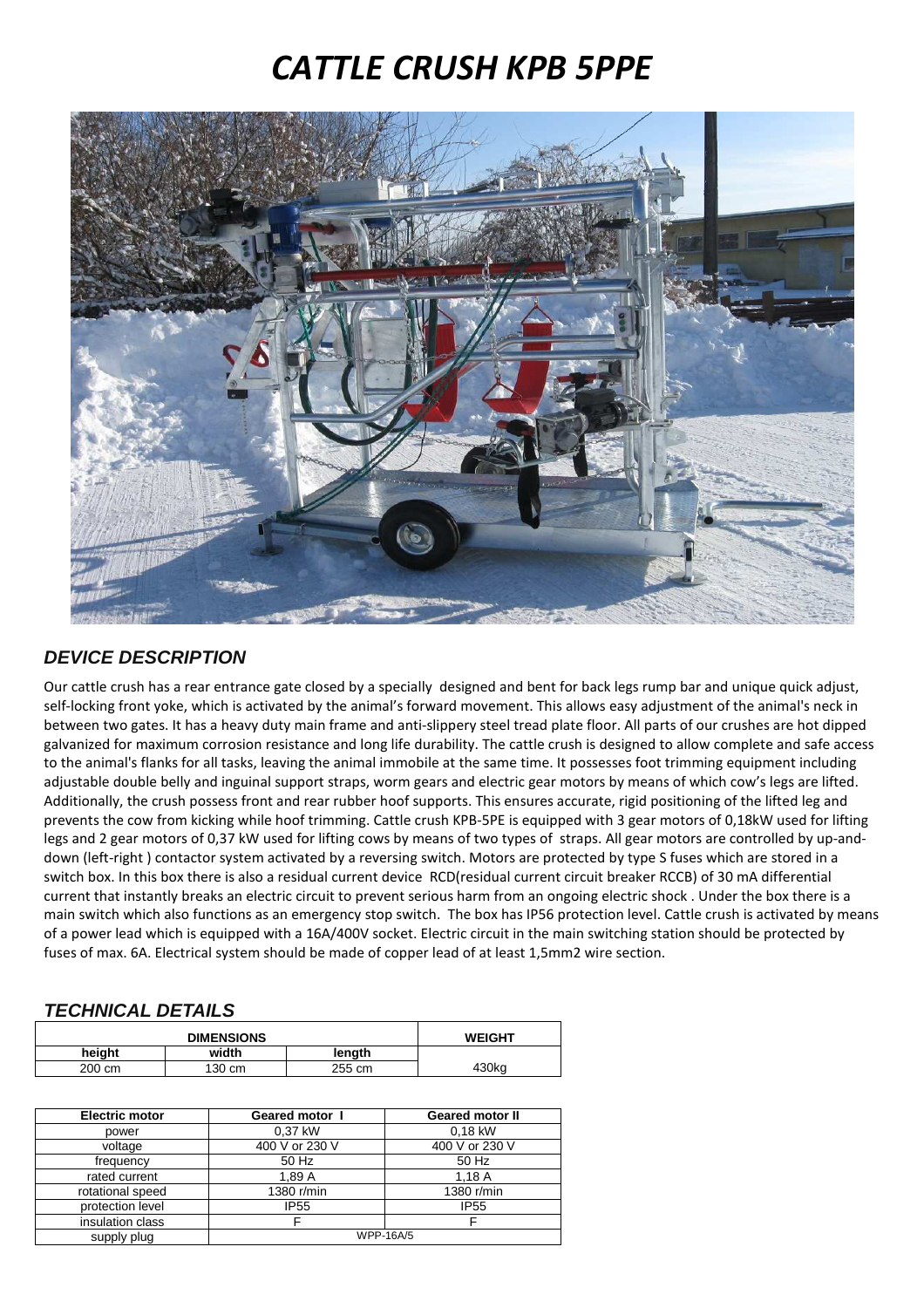# CATTLE CRUSH KPB 5PPE

## DEVICE DESCRIPTION

Our cattle crush has a rear entrance gate closed by a specially designed and bent for back legs rump bar and unique quick adjust, self-locking front yoke, which is activated by the animal's forward movement. This allows easy adjustment of the animal's neck in between two gates. It has a heavy duty main frame and anti-slippery steel tread plate floor. All parts of our crushes are hot dipped galvanized for maximum corrosion resistance and long life durability. The cattle crush is designed to allow complete and safe access to the animal's flanks for all tasks, leaving the animal immobile at the same time. It possesses foot trimming equipment including adjustable double belly and inguinal support straps, worm gears and electric gear motors by means of which cow's legs are lifted. Additionally, the crush possess front and rear rubber hoof supports. This ensures accurate, rigid positioning of the lifted leg and prevents the cow from kicking while hoof trimming. Cattle crush KPB-5PE is equipped with 3 gear motors of 0,18kW used for lifting legs and 2 gear motors of 0,37 kW used for lifting cows by means of two types of straps. All gear motors are controlled by up-and-down (left-right ) contactor system activated by a reversing switch. Motors are protected by type S fuses which are stored in a switch box. In this box there is also a residual current device RCD(residual current circuit breaker RCCB) of 30 mA differential current that instantly breaks an electric circuit to prevent serious harm from an ongoing electric shock . Under the box there is a main switch which also functions as an emergency stop switch. The box has IP56 protection level. Cattle crush is activated by means of a power lead which is equipped with a 16A/400V socket. Electric circuit in the main switching station should be protected by fuses of max. 6A. Electrical system should be made of copper lead of at least 1,5mm2 wire section.

## TECHNICAL DETAILS

| DIMENSIONS | | | WEIGHT |
|---|---|---|---|
| height | width | length | |
| 200 cm | 130 cm | 255 cm | 430kg |

| Electric motor | Geared motor I | Geared motor II |
|---|---|---|
| power | 0,37 kW | 0,18 kW |
| voltage | 400 V or 230 V | 400 V or 230 V |
| frequency | 50 Hz | 50 Hz |
| rated current | 1,89 A | 1,18 A |
| rotational speed | 1380 r/min | 1380 r/min |
| protection level | IP55 | IP55 |
| insulation class | F | F |
| supply plug | WPP-16A/5 | |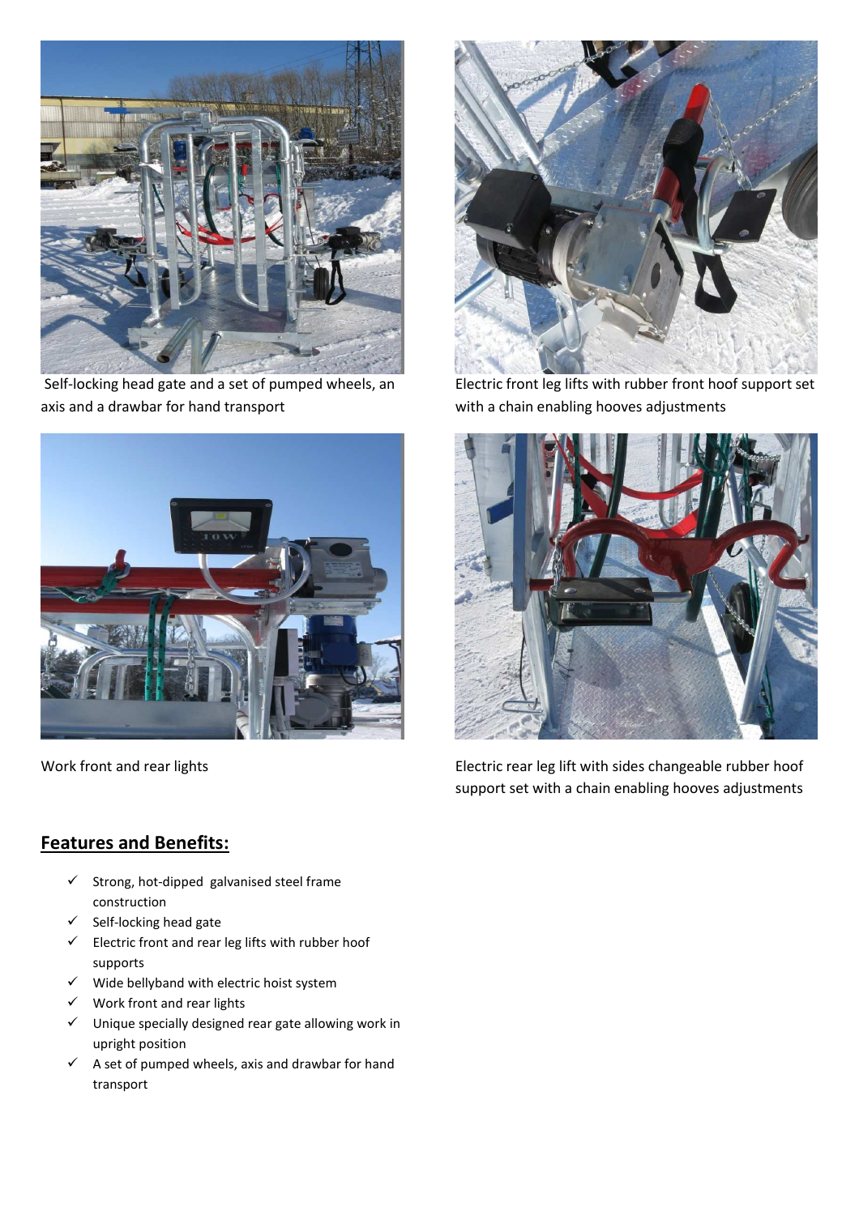Self-locking head gate and a set of pumped wheels, an axis and a drawbar for hand transport

Electric front leg lifts with rubber front hoof support set with a chain enabling hooves adjustments

Work front and rear lights

Electric rear leg lift with sides changeable rubber hoof support set with a chain enabling hooves adjustments

## Features and Benefits:

- ✓ Strong, hot-dipped galvanised steel frame construction
- ✓ Self-locking head gate
- ✓ Electric front and rear leg lifts with rubber hoof supports
- ✓ Wide bellyband with electric hoist system
- ✓ Work front and rear lights
- ✓ Unique specially designed rear gate allowing work in upright position
- ✓ A set of pumped wheels, axis and drawbar for hand transport